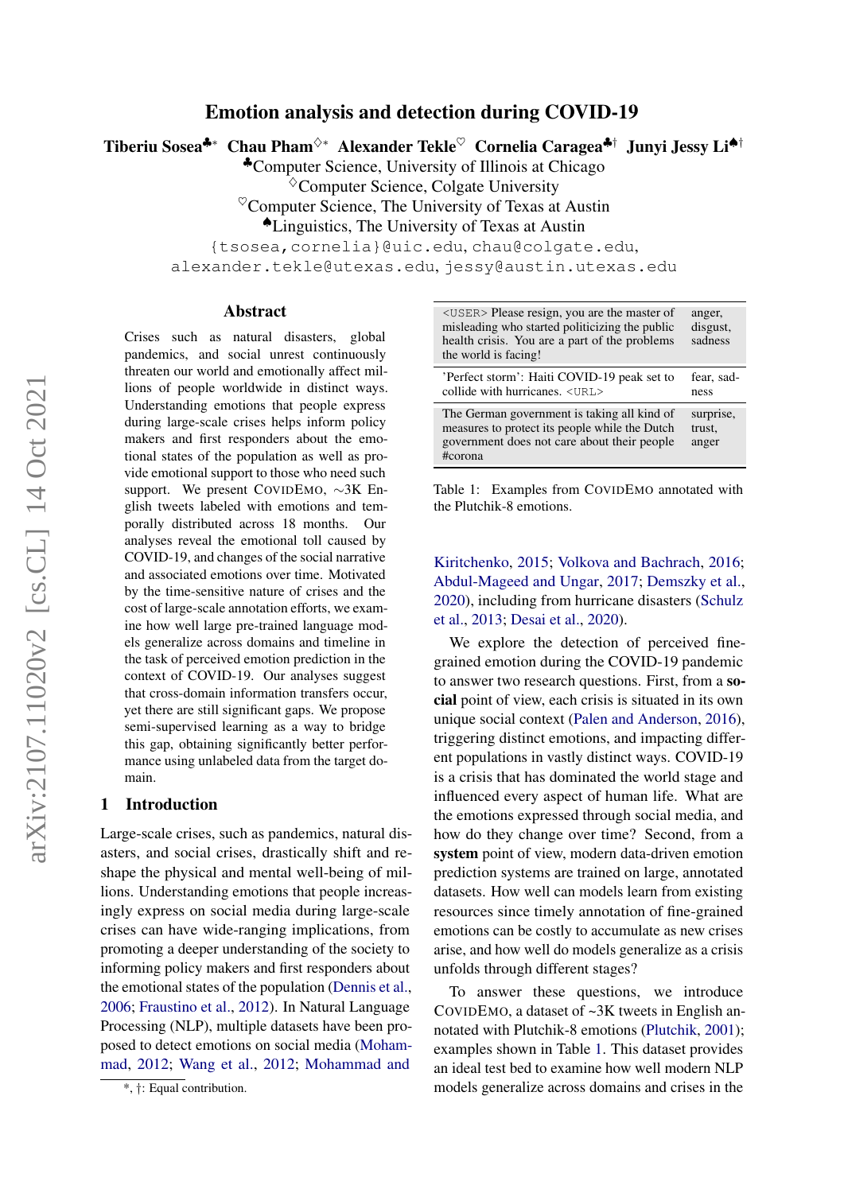# Emotion analysis and detection during COVID-19

**Tiberiu Sosea**[♣*] **Chau Pham**[♢*] **Alexander Tekle**[♡] **Cornelia Caragea**[♣†] **Junyi Jessy Li**[♠†]

[♣]Computer Science, University of Illinois at Chicago
[♢]Computer Science, Colgate University
[♡]Computer Science, The University of Texas at Austin
[♠]Linguistics, The University of Texas at Austin

{tsosea,cornelia}@uic.edu, chau@colgate.edu,
alexander.tekle@utexas.edu, jessy@austin.utexas.edu

## Abstract

Crises such as natural disasters, global pandemics, and social unrest continuously threaten our world and emotionally affect millions of people worldwide in distinct ways. Understanding emotions that people express during large-scale crises helps inform policy makers and first responders about the emotional states of the population as well as provide emotional support to those who need such support. We present CovidEmo, ~3K English tweets labeled with emotions and temporally distributed across 18 months. Our analyses reveal the emotional toll caused by COVID-19, and changes of the social narrative and associated emotions over time. Motivated by the time-sensitive nature of crises and the cost of large-scale annotation efforts, we examine how well large pre-trained language models generalize across domains and timeline in the task of perceived emotion prediction in the context of COVID-19. Our analyses suggest that cross-domain information transfers occur, yet there are still significant gaps. We propose semi-supervised learning as a way to bridge this gap, obtaining significantly better performance using unlabeled data from the target domain.

## 1 Introduction

Large-scale crises, such as pandemics, natural disasters, and social crises, drastically shift and reshape the physical and mental well-being of millions. Understanding emotions that people increasingly express on social media during large-scale crises can have wide-ranging implications, from promoting a deeper understanding of the society to informing policy makers and first responders about the emotional states of the population (Dennis et al., 2006; Fraustino et al., 2012). In Natural Language Processing (NLP), multiple datasets have been proposed to detect emotions on social media (Mohammad, 2012; Wang et al., 2012; Mohammad and Kiritchenko, 2015; Volkova and Bachrach, 2016; Abdul-Mageed and Ungar, 2017; Demszky et al., 2020), including from hurricane disasters (Schulz et al., 2013; Desai et al., 2020).

| | |
|---|---|
| <USER> Please resign, you are the master of misleading who started politicizing the public health crisis. You are a part of the problems the world is facing! | anger, disgust, sadness |
| 'Perfect storm': Haiti COVID-19 peak set to collide with hurricanes. <URL> | fear, sadness |
| The German government is taking all kind of measures to protect its people while the Dutch government does not care about their people #corona | surprise, trust, anger |

Table 1: Examples from CovidEmo annotated with the Plutchik-8 emotions.

We explore the detection of perceived fine-grained emotion during the COVID-19 pandemic to answer two research questions. First, from a **social** point of view, each crisis is situated in its own unique social context (Palen and Anderson, 2016), triggering distinct emotions, and impacting different populations in vastly distinct ways. COVID-19 is a crisis that has dominated the world stage and influenced every aspect of human life. What are the emotions expressed through social media, and how do they change over time? Second, from a **system** point of view, modern data-driven emotion prediction systems are trained on large, annotated datasets. How well can models learn from existing resources since timely annotation of fine-grained emotions can be costly to accumulate as new crises arise, and how well do models generalize as a crisis unfolds through different stages?

To answer these questions, we introduce CovidEmo, a dataset of ~3K tweets in English annotated with Plutchik-8 emotions (Plutchik, 2001); examples shown in Table 1. This dataset provides an ideal test bed to examine how well modern NLP models generalize across domains and crises in the

*, †: Equal contribution.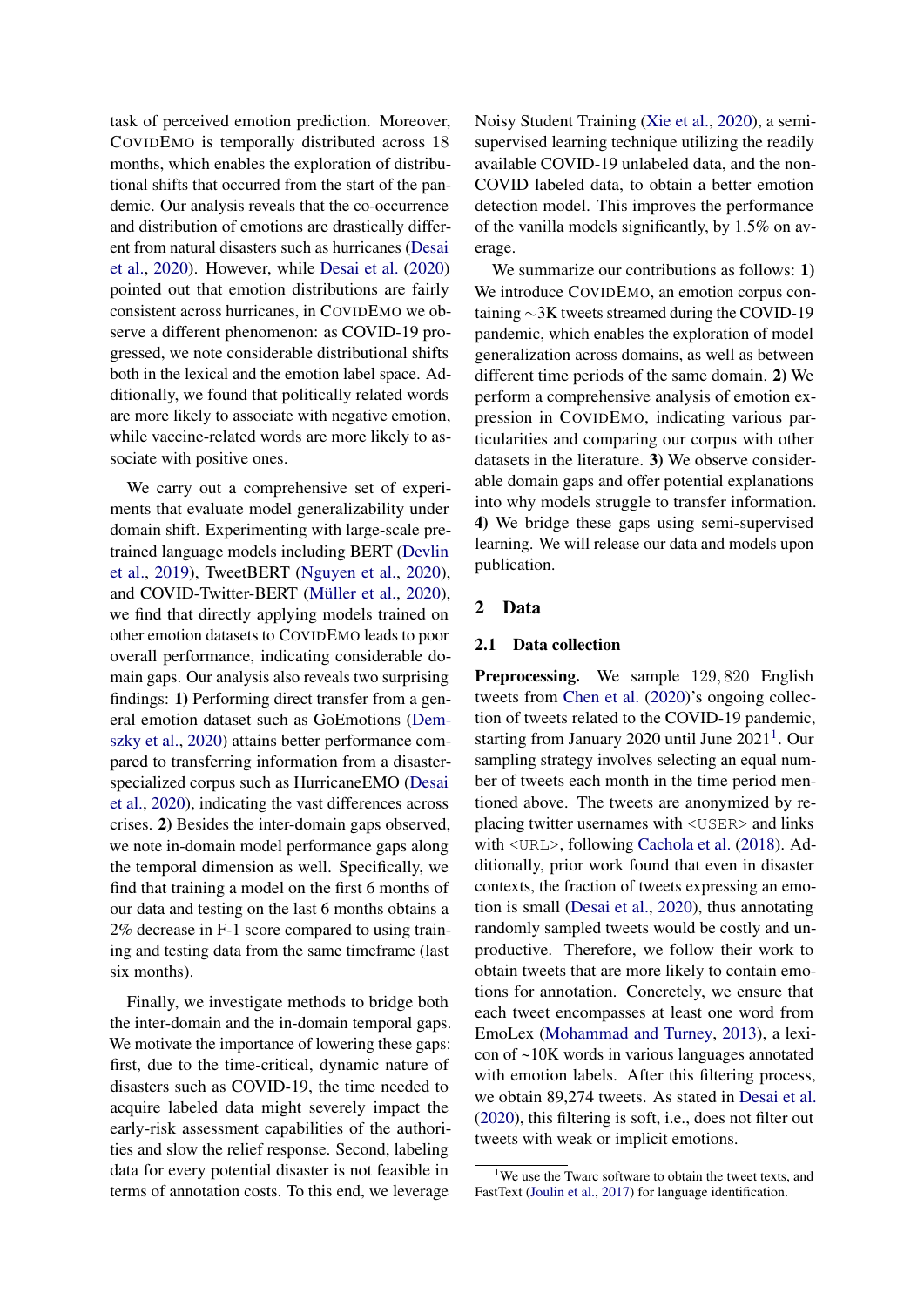task of perceived emotion prediction. Moreover, CovidEmo is temporally distributed across 18 months, which enables the exploration of distributional shifts that occurred from the start of the pandemic. Our analysis reveals that the co-occurrence and distribution of emotions are drastically different from natural disasters such as hurricanes (Desai et al., 2020). However, while Desai et al. (2020) pointed out that emotion distributions are fairly consistent across hurricanes, in CovidEmo we observe a different phenomenon: as COVID-19 progressed, we note considerable distributional shifts both in the lexical and the emotion label space. Additionally, we found that politically related words are more likely to associate with negative emotion, while vaccine-related words are more likely to associate with positive ones.

We carry out a comprehensive set of experiments that evaluate model generalizability under domain shift. Experimenting with large-scale pretrained language models including BERT (Devlin et al., 2019), TweetBERT (Nguyen et al., 2020), and COVID-Twitter-BERT (Müller et al., 2020), we find that directly applying models trained on other emotion datasets to CovidEmo leads to poor overall performance, indicating considerable domain gaps. Our analysis also reveals two surprising findings: **1)** Performing direct transfer from a general emotion dataset such as GoEmotions (Demszky et al., 2020) attains better performance compared to transferring information from a disaster-specialized corpus such as HurricaneEMO (Desai et al., 2020), indicating the vast differences across crises. **2)** Besides the inter-domain gaps observed, we note in-domain model performance gaps along the temporal dimension as well. Specifically, we find that training a model on the first 6 months of our data and testing on the last 6 months obtains a 2% decrease in F-1 score compared to using training and testing data from the same timeframe (last six months).

Finally, we investigate methods to bridge both the inter-domain and the in-domain temporal gaps. We motivate the importance of lowering these gaps: first, due to the time-critical, dynamic nature of disasters such as COVID-19, the time needed to acquire labeled data might severely impact the early-risk assessment capabilities of the authorities and slow the relief response. Second, labeling data for every potential disaster is not feasible in terms of annotation costs. To this end, we leverage Noisy Student Training (Xie et al., 2020), a semi-supervised learning technique utilizing the readily available COVID-19 unlabeled data, and the non-COVID labeled data, to obtain a better emotion detection model. This improves the performance of the vanilla models significantly, by 1.5% on average.

We summarize our contributions as follows: **1)** We introduce CovidEmo, an emotion corpus containing ∼3K tweets streamed during the COVID-19 pandemic, which enables the exploration of model generalization across domains, as well as between different time periods of the same domain. **2)** We perform a comprehensive analysis of emotion expression in CovidEmo, indicating various particularities and comparing our corpus with other datasets in the literature. **3)** We observe considerable domain gaps and offer potential explanations into why models struggle to transfer information. **4)** We bridge these gaps using semi-supervised learning. We will release our data and models upon publication.

## 2 Data

### 2.1 Data collection

**Preprocessing.** We sample 129,820 English tweets from Chen et al. (2020)'s ongoing collection of tweets related to the COVID-19 pandemic, starting from January 2020 until June 2021[1]. Our sampling strategy involves selecting an equal number of tweets each month in the time period mentioned above. The tweets are anonymized by replacing twitter usernames with <USER> and links with <URL>, following Cachola et al. (2018). Additionally, prior work found that even in disaster contexts, the fraction of tweets expressing an emotion is small (Desai et al., 2020), thus annotating randomly sampled tweets would be costly and unproductive. Therefore, we follow their work to obtain tweets that are more likely to contain emotions for annotation. Concretely, we ensure that each tweet encompasses at least one word from EmoLex (Mohammad and Turney, 2013), a lexicon of ~10K words in various languages annotated with emotion labels. After this filtering process, we obtain 89,274 tweets. As stated in Desai et al. (2020), this filtering is soft, i.e., does not filter out tweets with weak or implicit emotions.

[1] We use the Twarc software to obtain the tweet texts, and FastText (Joulin et al., 2017) for language identification.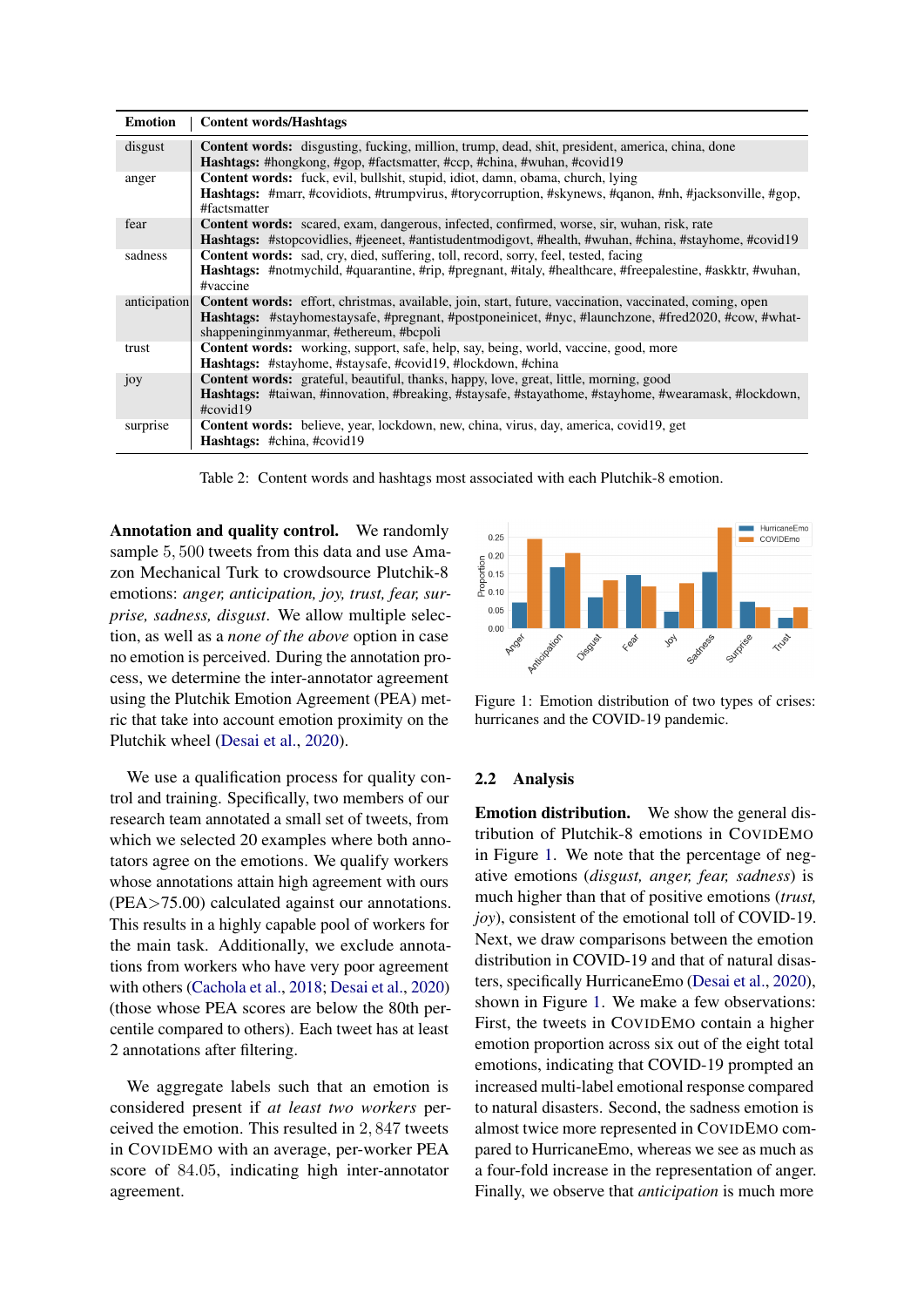| Emotion | Content words/Hashtags |
|---|---|
| disgust | **Content words:** disgusting, fucking, million, trump, dead, shit, president, america, china, done<br>**Hashtags:** #hongkong, #gop, #factsmatter, #ccp, #china, #wuhan, #covid19 |
| anger | **Content words:** fuck, evil, bullshit, stupid, idiot, damn, obama, church, lying<br>**Hashtags:** #marr, #covidiots, #trumpvirus, #torycorruption, #skynews, #qanon, #nh, #jacksonville, #gop, #factsmatter |
| fear | **Content words:** scared, exam, dangerous, infected, confirmed, worse, sir, wuhan, risk, rate<br>**Hashtags:** #stopcovidlies, #jeeneet, #antistudentmodigovt, #health, #wuhan, #china, #stayhome, #covid19 |
| sadness | **Content words:** sad, cry, died, suffering, toll, record, sorry, feel, tested, facing<br>**Hashtags:** #notmychild, #quarantine, #rip, #pregnant, #italy, #healthcare, #freepalestine, #askktr, #wuhan, #vaccine |
| anticipation | **Content words:** effort, christmas, available, join, start, future, vaccination, vaccinated, coming, open<br>**Hashtags:** #stayhomestaysafe, #pregnant, #postponeinicet, #nyc, #launchzone, #fred2020, #cow, #whatshappeninginmyanmar, #ethereum, #bcpoli |
| trust | **Content words:** working, support, safe, help, say, being, world, vaccine, good, more<br>**Hashtags:** #stayhome, #staysafe, #covid19, #lockdown, #china |
| joy | **Content words:** grateful, beautiful, thanks, happy, love, great, little, morning, good<br>**Hashtags:** #taiwan, #innovation, #breaking, #staysafe, #stayathome, #stayhome, #wearamask, #lockdown, #covid19 |
| surprise | **Content words:** believe, year, lockdown, new, china, virus, day, america, covid19, get<br>**Hashtags:** #china, #covid19 |

Table 2: Content words and hashtags most associated with each Plutchik-8 emotion.

**Annotation and quality control.** We randomly sample 5,500 tweets from this data and use Amazon Mechanical Turk to crowdsource Plutchik-8 emotions: *anger, anticipation, joy, trust, fear, surprise, sadness, disgust*. We allow multiple selection, as well as a *none of the above* option in case no emotion is perceived. During the annotation process, we determine the inter-annotator agreement using the Plutchik Emotion Agreement (PEA) metric that take into account emotion proximity on the Plutchik wheel (Desai et al., 2020).

We use a qualification process for quality control and training. Specifically, two members of our research team annotated a small set of tweets, from which we selected 20 examples where both annotators agree on the emotions. We qualify workers whose annotations attain high agreement with ours (PEA>75.00) calculated against our annotations. This results in a highly capable pool of workers for the main task. Additionally, we exclude annotations from workers who have very poor agreement with others (Cachola et al., 2018; Desai et al., 2020) (those whose PEA scores are below the 80th percentile compared to others). Each tweet has at least 2 annotations after filtering.

We aggregate labels such that an emotion is considered present if *at least two workers* perceived the emotion. This resulted in 2,847 tweets in CovidEmo with an average, per-worker PEA score of 84.05, indicating high inter-annotator agreement.

Figure 1: Emotion distribution of two types of crises: hurricanes and the COVID-19 pandemic.

## 2.2 Analysis

**Emotion distribution.** We show the general distribution of Plutchik-8 emotions in CovidEmo in Figure 1. We note that the percentage of negative emotions (*disgust, anger, fear, sadness*) is much higher than that of positive emotions (*trust, joy*), consistent of the emotional toll of COVID-19. Next, we draw comparisons between the emotion distribution in COVID-19 and that of natural disasters, specifically HurricaneEmo (Desai et al., 2020), shown in Figure 1. We make a few observations: First, the tweets in CovidEmo contain a higher emotion proportion across six out of the eight total emotions, indicating that COVID-19 prompted an increased multi-label emotional response compared to natural disasters. Second, the sadness emotion is almost twice more represented in CovidEmo compared to HurricaneEmo, whereas we see as much as a four-fold increase in the representation of anger. Finally, we observe that *anticipation* is much more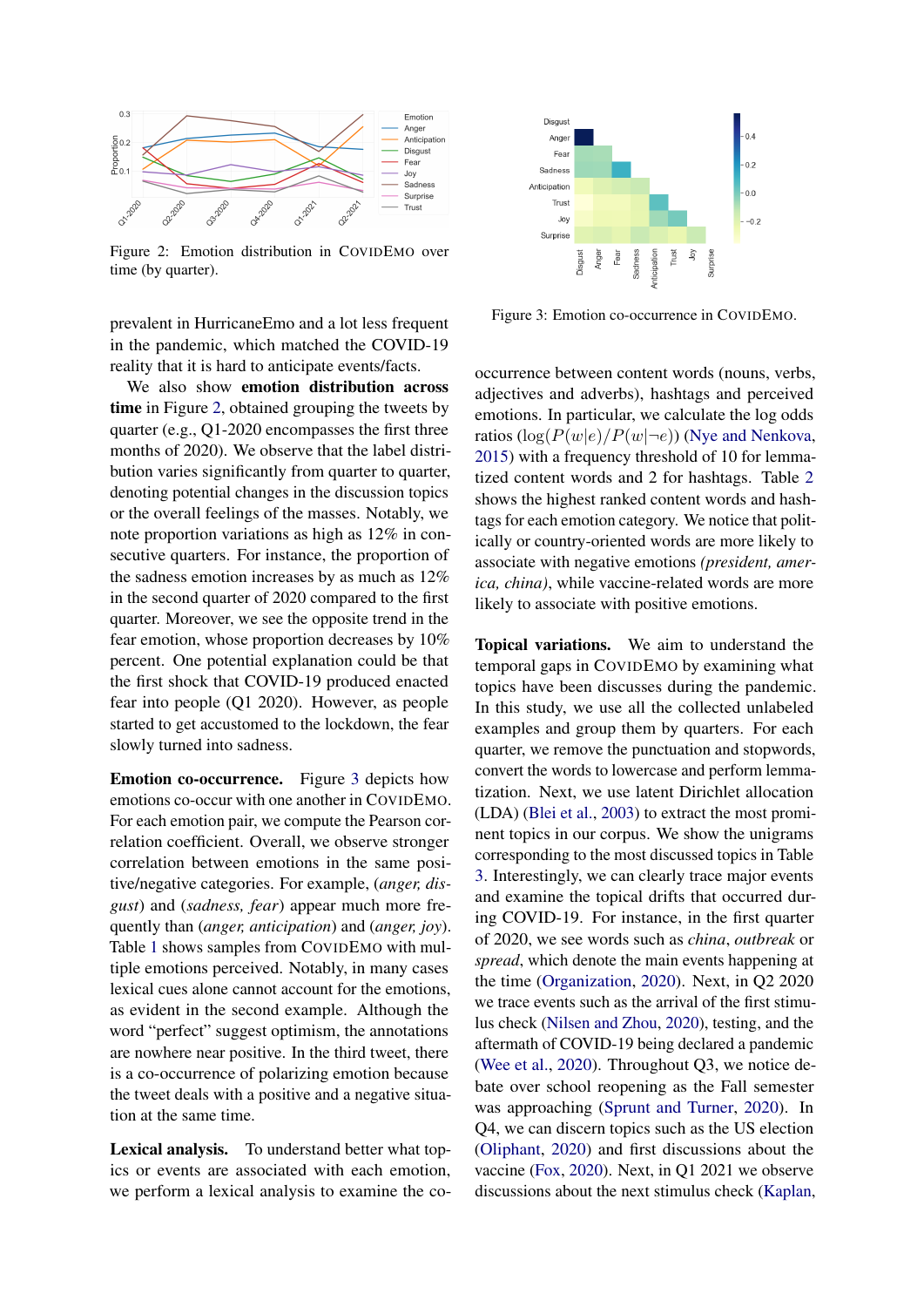Figure 2: Emotion distribution in COVIDEMO over time (by quarter).

Figure 3: Emotion co-occurrence in COVIDEMO.

prevalent in HurricaneEmo and a lot less frequent in the pandemic, which matched the COVID-19 reality that it is hard to anticipate events/facts.

We also show **emotion distribution across time** in Figure 2, obtained grouping the tweets by quarter (e.g., Q1-2020 encompasses the first three months of 2020). We observe that the label distribution varies significantly from quarter to quarter, denoting potential changes in the discussion topics or the overall feelings of the masses. Notably, we note proportion variations as high as 12% in consecutive quarters. For instance, the proportion of the sadness emotion increases by as much as 12% in the second quarter of 2020 compared to the first quarter. Moreover, we see the opposite trend in the fear emotion, whose proportion decreases by 10% percent. One potential explanation could be that the first shock that COVID-19 produced enacted fear into people (Q1 2020). However, as people started to get accustomed to the lockdown, the fear slowly turned into sadness.

**Emotion co-occurrence.** Figure 3 depicts how emotions co-occur with one another in COVIDEMO. For each emotion pair, we compute the Pearson correlation coefficient. Overall, we observe stronger correlation between emotions in the same positive/negative categories. For example, (*anger, disgust*) and (*sadness, fear*) appear much more frequently than (*anger, anticipation*) and (*anger, joy*). Table 1 shows samples from COVIDEMO with multiple emotions perceived. Notably, in many cases lexical cues alone cannot account for the emotions, as evident in the second example. Although the word "perfect" suggest optimism, the annotations are nowhere near positive. In the third tweet, there is a co-occurrence of polarizing emotion because the tweet deals with a positive and a negative situation at the same time.

**Lexical analysis.** To understand better what topics or events are associated with each emotion, we perform a lexical analysis to examine the co-occurrence between content words (nouns, verbs, adjectives and adverbs), hashtags and perceived emotions. In particular, we calculate the log odds ratios ($\log(P(w|e)/P(w|\neg e))$ (Nye and Nenkova, 2015) with a frequency threshold of 10 for lemmatized content words and 2 for hashtags. Table 2 shows the highest ranked content words and hashtags for each emotion category. We notice that politically or country-oriented words are more likely to associate with negative emotions *(president, america, china)*, while vaccine-related words are more likely to associate with positive emotions.

**Topical variations.** We aim to understand the temporal gaps in COVIDEMO by examining what topics have been discusses during the pandemic. In this study, we use all the collected unlabeled examples and group them by quarters. For each quarter, we remove the punctuation and stopwords, convert the words to lowercase and perform lemmatization. Next, we use latent Dirichlet allocation (LDA) (Blei et al., 2003) to extract the most prominent topics in our corpus. We show the unigrams corresponding to the most discussed topics in Table 3. Interestingly, we can clearly trace major events and examine the topical drifts that occurred during COVID-19. For instance, in the first quarter of 2020, we see words such as *china*, *outbreak* or *spread*, which denote the main events happening at the time (Organization, 2020). Next, in Q2 2020 we trace events such as the arrival of the first stimulus check (Nilsen and Zhou, 2020), testing, and the aftermath of COVID-19 being declared a pandemic (Wee et al., 2020). Throughout Q3, we notice debate over school reopening as the Fall semester was approaching (Sprunt and Turner, 2020). In Q4, we can discern topics such as the US election (Oliphant, 2020) and first discussions about the vaccine (Fox, 2020). Next, in Q1 2021 we observe discussions about the next stimulus check (Kaplan,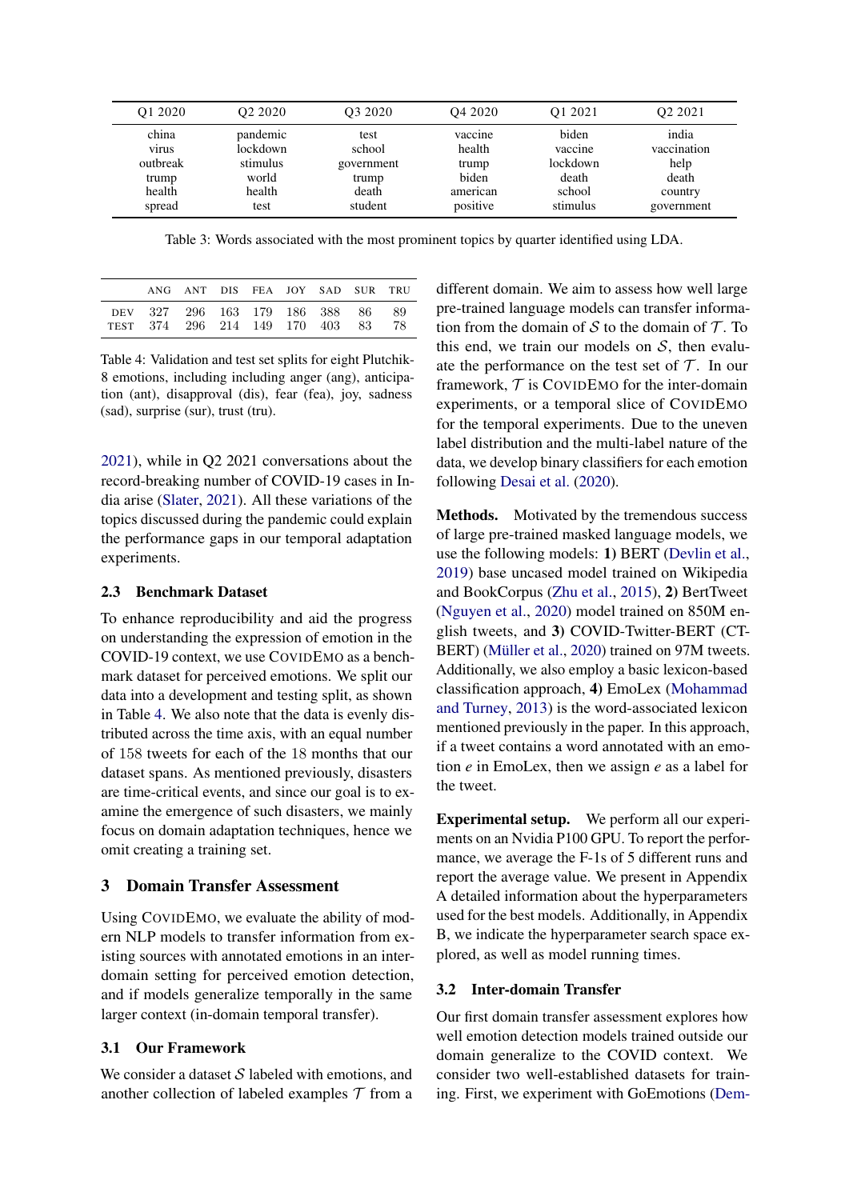| Q1 2020 | Q2 2020 | Q3 2020 | Q4 2020 | Q1 2021 | Q2 2021 |
|---|---|---|---|---|---|
| china | pandemic | test | vaccine | biden | india |
| virus | lockdown | school | health | vaccine | vaccination |
| outbreak | stimulus | government | trump | lockdown | help |
| trump | world | trump | biden | death | death |
| health | health | death | american | school | country |
| spread | test | student | positive | stimulus | government |

Table 3: Words associated with the most prominent topics by quarter identified using LDA.

| | ANG | ANT | DIS | FEA | JOY | SAD | SUR | TRU |
|---|---|---|---|---|---|---|---|---|
| DEV | 327 | 296 | 163 | 179 | 186 | 388 | 86 | 89 |
| TEST | 374 | 296 | 214 | 149 | 170 | 403 | 83 | 78 |

Table 4: Validation and test set splits for eight Plutchik-8 emotions, including including anger (ang), anticipation (ant), disapproval (dis), fear (fea), joy, sadness (sad), surprise (sur), trust (tru).

2021), while in Q2 2021 conversations about the record-breaking number of COVID-19 cases in India arise (Slater, 2021). All these variations of the topics discussed during the pandemic could explain the performance gaps in our temporal adaptation experiments.

### 2.3 Benchmark Dataset

To enhance reproducibility and aid the progress on understanding the expression of emotion in the COVID-19 context, we use CovidEmo as a benchmark dataset for perceived emotions. We split our data into a development and testing split, as shown in Table 4. We also note that the data is evenly distributed across the time axis, with an equal number of 158 tweets for each of the 18 months that our dataset spans. As mentioned previously, disasters are time-critical events, and since our goal is to examine the emergence of such disasters, we mainly focus on domain adaptation techniques, hence we omit creating a training set.

## 3 Domain Transfer Assessment

Using CovidEmo, we evaluate the ability of modern NLP models to transfer information from existing sources with annotated emotions in an inter-domain setting for perceived emotion detection, and if models generalize temporally in the same larger context (in-domain temporal transfer).

### 3.1 Our Framework

We consider a dataset $\mathcal{S}$ labeled with emotions, and another collection of labeled examples $\mathcal{T}$ from a different domain. We aim to assess how well large pre-trained language models can transfer information from the domain of $\mathcal{S}$ to the domain of $\mathcal{T}$. To this end, we train our models on $\mathcal{S}$, then evaluate the performance on the test set of $\mathcal{T}$. In our framework, $\mathcal{T}$ is CovidEmo for the inter-domain experiments, or a temporal slice of CovidEmo for the temporal experiments. Due to the uneven label distribution and the multi-label nature of the data, we develop binary classifiers for each emotion following Desai et al. (2020).

**Methods.** Motivated by the tremendous success of large pre-trained masked language models, we use the following models: **1)** BERT (Devlin et al., 2019) base uncased model trained on Wikipedia and BookCorpus (Zhu et al., 2015), **2)** BertTweet (Nguyen et al., 2020) model trained on 850M english tweets, and **3)** COVID-Twitter-BERT (CT-BERT) (Müller et al., 2020) trained on 97M tweets. Additionally, we also employ a basic lexicon-based classification approach, **4)** EmoLex (Mohammad and Turney, 2013) is the word-associated lexicon mentioned previously in the paper. In this approach, if a tweet contains a word annotated with an emotion $e$ in EmoLex, then we assign $e$ as a label for the tweet.

**Experimental setup.** We perform all our experiments on an Nvidia P100 GPU. To report the performance, we average the F-1s of 5 different runs and report the average value. We present in Appendix A detailed information about the hyperparameters used for the best models. Additionally, in Appendix B, we indicate the hyperparameter search space explored, as well as model running times.

### 3.2 Inter-domain Transfer

Our first domain transfer assessment explores how well emotion detection models trained outside our domain generalize to the COVID context. We consider two well-established datasets for training. First, we experiment with GoEmotions (Dem-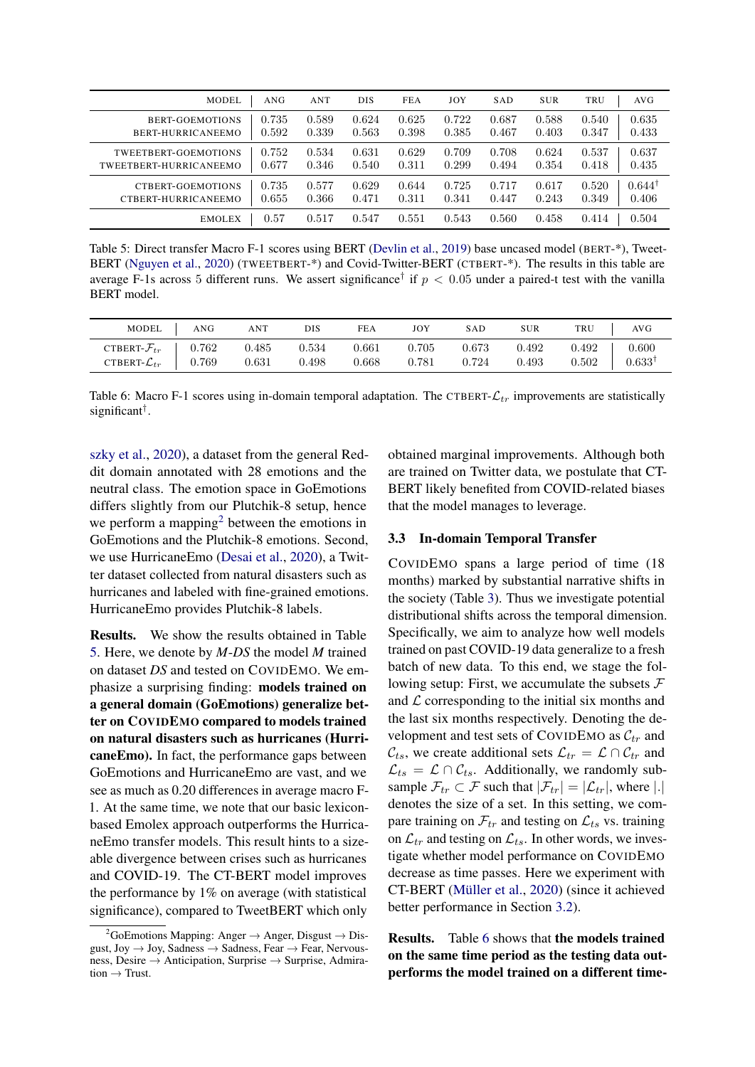| MODEL | ANG | ANT | DIS | FEA | JOY | SAD | SUR | TRU | AVG |
|---|---|---|---|---|---|---|---|---|---|
| BERT-GOEMOTIONS | 0.735 | 0.589 | 0.624 | 0.625 | 0.722 | 0.687 | 0.588 | 0.540 | 0.635 |
| BERT-HURRICANEEMO | 0.592 | 0.339 | 0.563 | 0.398 | 0.385 | 0.467 | 0.403 | 0.347 | 0.433 |
| TWEETBERT-GOEMOTIONS | 0.752 | 0.534 | 0.631 | 0.629 | 0.709 | 0.708 | 0.624 | 0.537 | 0.637 |
| TWEETBERT-HURRICANEEMO | 0.677 | 0.346 | 0.540 | 0.311 | 0.299 | 0.494 | 0.354 | 0.418 | 0.435 |
| CTBERT-GOEMOTIONS | 0.735 | 0.577 | 0.629 | 0.644 | 0.725 | 0.717 | 0.617 | 0.520 | $0.644^{\dagger}$ |
| CTBERT-HURRICANEEMO | 0.655 | 0.366 | 0.471 | 0.311 | 0.341 | 0.447 | 0.243 | 0.349 | 0.406 |
| EMOLEX | 0.57 | 0.517 | 0.547 | 0.551 | 0.543 | 0.560 | 0.458 | 0.414 | 0.504 |

Table 5: Direct transfer Macro F-1 scores using BERT (Devlin et al., 2019) base uncased model (BERT-*), TweetBERT (Nguyen et al., 2020) (TWEETBERT-*) and Covid-Twitter-BERT (CTBERT-*). The results in this table are average F-1s across 5 different runs. We assert significance$^{\dagger}$ if $p < 0.05$ under a paired-t test with the vanilla BERT model.

| MODEL | ANG | ANT | DIS | FEA | JOY | SAD | SUR | TRU | AVG |
|---|---|---|---|---|---|---|---|---|---|
| CTBERT-$\mathcal{F}_{tr}$ | 0.762 | 0.485 | 0.534 | 0.661 | 0.705 | 0.673 | 0.492 | 0.492 | 0.600 |
| CTBERT-$\mathcal{L}_{tr}$ | 0.769 | 0.631 | 0.498 | 0.668 | 0.781 | 0.724 | 0.493 | 0.502 | $0.633^{\dagger}$ |

Table 6: Macro F-1 scores using in-domain temporal adaptation. The CTBERT-$\mathcal{L}_{tr}$ improvements are statistically significant$^{\dagger}$.

szky et al., 2020), a dataset from the general Reddit domain annotated with 28 emotions and the neutral class. The emotion space in GoEmotions differs slightly from our Plutchik-8 setup, hence we perform a mapping[2] between the emotions in GoEmotions and the Plutchik-8 emotions. Second, we use HurricaneEmo (Desai et al., 2020), a Twitter dataset collected from natural disasters such as hurricanes and labeled with fine-grained emotions. HurricaneEmo provides Plutchik-8 labels.

**Results.** We show the results obtained in Table 5. Here, we denote by *M-DS* the model *M* trained on dataset *DS* and tested on COVIDEMO. We emphasize a surprising finding: **models trained on a general domain (GoEmotions) generalize better on COVIDEMO compared to models trained on natural disasters such as hurricanes (HurricaneEmo).** In fact, the performance gaps between GoEmotions and HurricaneEmo are vast, and we see as much as 0.20 differences in average macro F-1. At the same time, we note that our basic lexicon-based Emolex approach outperforms the HurricaneEmo transfer models. This result hints to a sizeable divergence between crises such as hurricanes and COVID-19. The CT-BERT model improves the performance by 1% on average (with statistical significance), compared to TweetBERT which only obtained marginal improvements. Although both are trained on Twitter data, we postulate that CT-BERT likely benefited from COVID-related biases that the model manages to leverage.

### 3.3 In-domain Temporal Transfer

COVIDEMO spans a large period of time (18 months) marked by substantial narrative shifts in the society (Table 3). Thus we investigate potential distributional shifts across the temporal dimension. Specifically, we aim to analyze how well models trained on past COVID-19 data generalize to a fresh batch of new data. To this end, we stage the following setup: First, we accumulate the subsets $\mathcal{F}$ and $\mathcal{L}$ corresponding to the initial six months and the last six months respectively. Denoting the development and test sets of COVIDEMO as $\mathcal{C}_{tr}$ and $\mathcal{C}_{ts}$, we create additional sets $\mathcal{L}_{tr} = \mathcal{L} \cap \mathcal{C}_{tr}$ and $\mathcal{L}_{ts} = \mathcal{L} \cap \mathcal{C}_{ts}$. Additionally, we randomly subsample $\mathcal{F}_{tr} \subset \mathcal{F}$ such that $|\mathcal{F}_{tr}| = |\mathcal{L}_{tr}|$, where $|.|$ denotes the size of a set. In this setting, we compare training on $\mathcal{F}_{tr}$ and testing on $\mathcal{L}_{ts}$ vs. training on $\mathcal{L}_{tr}$ and testing on $\mathcal{L}_{ts}$. In other words, we investigate whether model performance on COVIDEMO decrease as time passes. Here we experiment with CT-BERT (Müller et al., 2020) (since it achieved better performance in Section 3.2).

**Results.** Table 6 shows that **the models trained on the same time period as the testing data outperforms the model trained on a different time-**

[2] GoEmotions Mapping: Anger → Anger, Disgust → Disgust, Joy → Joy, Sadness → Sadness, Fear → Fear, Nervousness, Desire → Anticipation, Surprise → Surprise, Admiration → Trust.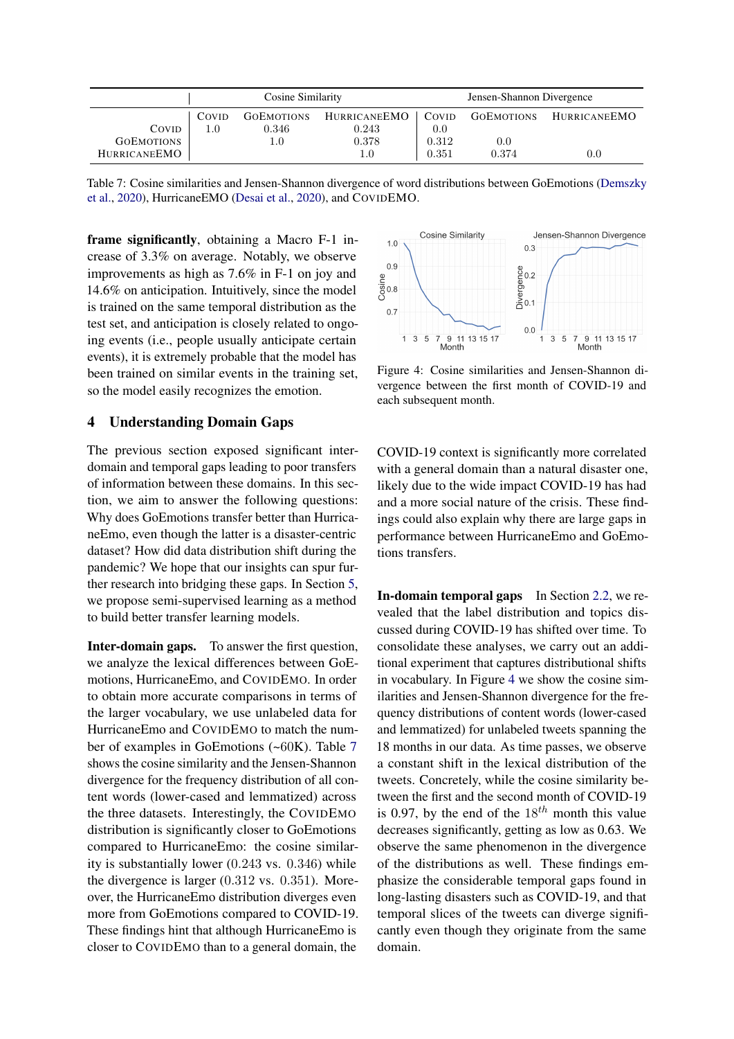|  | Cosine Similarity | | | Jensen-Shannon Divergence | | |
|---|---|---|---|---|---|---|
|  | COVID | GOEMOTIONS | HURRICANEEMO | COVID | GOEMOTIONS | HURRICANEEMO |
| COVID | 1.0 | 0.346 | 0.243 | 0.0 |  |  |
| GOEMOTIONS |  | 1.0 | 0.378 | 0.312 | 0.0 |  |
| HURRICANEEMO |  |  | 1.0 | 0.351 | 0.374 | 0.0 |

Table 7: Cosine similarities and Jensen-Shannon divergence of word distributions between GoEmotions (Demszky et al., 2020), HurricaneEMO (Desai et al., 2020), and COVIDEMO.

**frame significantly**, obtaining a Macro F-1 increase of 3.3% on average. Notably, we observe improvements as high as 7.6% in F-1 on joy and 14.6% on anticipation. Intuitively, since the model is trained on the same temporal distribution as the test set, and anticipation is closely related to ongoing events (i.e., people usually anticipate certain events), it is extremely probable that the model has been trained on similar events in the training set, so the model easily recognizes the emotion.

## 4 Understanding Domain Gaps

The previous section exposed significant inter-domain and temporal gaps leading to poor transfers of information between these domains. In this section, we aim to answer the following questions: Why does GoEmotions transfer better than HurricaneEmo, even though the latter is a disaster-centric dataset? How did data distribution shift during the pandemic? We hope that our insights can spur further research into bridging these gaps. In Section 5, we propose semi-supervised learning as a method to build better transfer learning models.

**Inter-domain gaps.** To answer the first question, we analyze the lexical differences between GoEmotions, HurricaneEmo, and COVIDEMO. In order to obtain more accurate comparisons in terms of the larger vocabulary, we use unlabeled data for HurricaneEmo and COVIDEMO to match the number of examples in GoEmotions (~60K). Table 7 shows the cosine similarity and the Jensen-Shannon divergence for the frequency distribution of all content words (lower-cased and lemmatized) across the three datasets. Interestingly, the COVIDEMO distribution is significantly closer to GoEmotions compared to HurricaneEmo: the cosine similarity is substantially lower ($0.243$ vs. $0.346$) while the divergence is larger ($0.312$ vs. $0.351$). Moreover, the HurricaneEmo distribution diverges even more from GoEmotions compared to COVID-19. These findings hint that although HurricaneEmo is closer to COVIDEMO than to a general domain, the COVID-19 context is significantly more correlated with a general domain than a natural disaster one, likely due to the wide impact COVID-19 has had and a more social nature of the crisis. These findings could also explain why there are large gaps in performance between HurricaneEmo and GoEmotions transfers.

Figure 4: Cosine similarities and Jensen-Shannon divergence between the first month of COVID-19 and each subsequent month.

**In-domain temporal gaps** In Section 2.2, we revealed that the label distribution and topics discussed during COVID-19 has shifted over time. To consolidate these analyses, we carry out an additional experiment that captures distributional shifts in vocabulary. In Figure 4 we show the cosine similarities and Jensen-Shannon divergence for the frequency distributions of content words (lower-cased and lemmatized) for unlabeled tweets spanning the 18 months in our data. As time passes, we observe a constant shift in the lexical distribution of the tweets. Concretely, while the cosine similarity between the first and the second month of COVID-19 is 0.97, by the end of the $18^{th}$ month this value decreases significantly, getting as low as 0.63. We observe the same phenomenon in the divergence of the distributions as well. These findings emphasize the considerable temporal gaps found in long-lasting disasters such as COVID-19, and that temporal slices of the tweets can diverge significantly even though they originate from the same domain.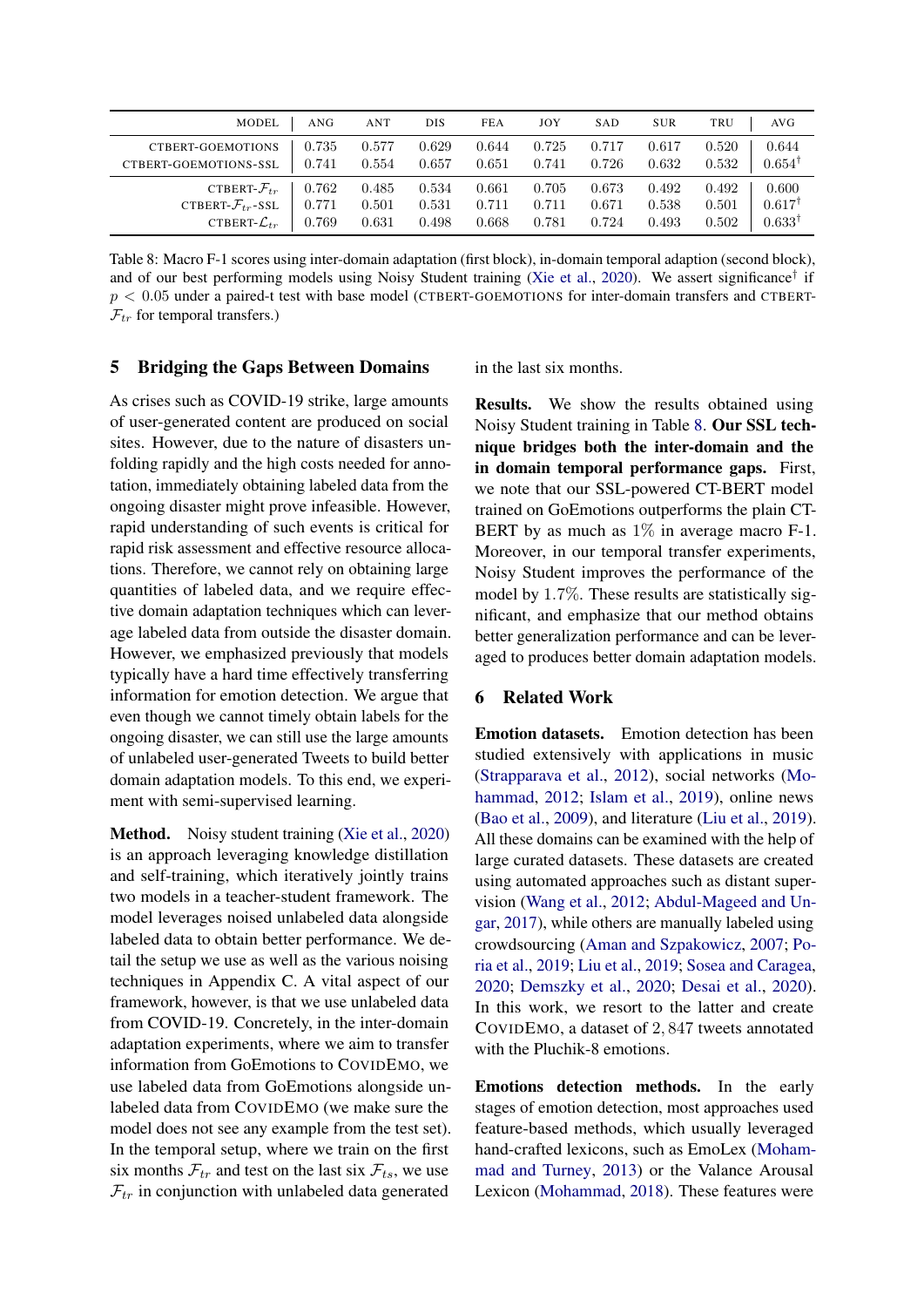| MODEL | ANG | ANT | DIS | FEA | JOY | SAD | SUR | TRU | AVG |
|---|---|---|---|---|---|---|---|---|---|
| CTBERT-GOEMOTIONS | 0.735 | 0.577 | 0.629 | 0.644 | 0.725 | 0.717 | 0.617 | 0.520 | 0.644 |
| CTBERT-GOEMOTIONS-SSL | 0.741 | 0.554 | 0.657 | 0.651 | 0.741 | 0.726 | 0.632 | 0.532 | 0.654† |
| CTBERT-$\mathcal{F}_{tr}$ | 0.762 | 0.485 | 0.534 | 0.661 | 0.705 | 0.673 | 0.492 | 0.492 | 0.600 |
| CTBERT-$\mathcal{F}_{tr}$-SSL | 0.771 | 0.501 | 0.531 | 0.711 | 0.711 | 0.671 | 0.538 | 0.501 | 0.617† |
| CTBERT-$\mathcal{L}_{tr}$ | 0.769 | 0.631 | 0.498 | 0.668 | 0.781 | 0.724 | 0.493 | 0.502 | 0.633† |

Table 8: Macro F-1 scores using inter-domain adaptation (first block), in-domain temporal adaption (second block), and of our best performing models using Noisy Student training (Xie et al., 2020). We assert significance† if $p < 0.05$ under a paired-t test with base model (CTBERT-GOEMOTIONS for inter-domain transfers and CTBERT-$\mathcal{F}_{tr}$ for temporal transfers.)

## 5 Bridging the Gaps Between Domains

As crises such as COVID-19 strike, large amounts of user-generated content are produced on social sites. However, due to the nature of disasters unfolding rapidly and the high costs needed for annotation, immediately obtaining labeled data from the ongoing disaster might prove infeasible. However, rapid understanding of such events is critical for rapid risk assessment and effective resource allocations. Therefore, we cannot rely on obtaining large quantities of labeled data, and we require effective domain adaptation techniques which can leverage labeled data from outside the disaster domain. However, we emphasized previously that models typically have a hard time effectively transferring information for emotion detection. We argue that even though we cannot timely obtain labels for the ongoing disaster, we can still use the large amounts of unlabeled user-generated Tweets to build better domain adaptation models. To this end, we experiment with semi-supervised learning.

**Method.** Noisy student training (Xie et al., 2020) is an approach leveraging knowledge distillation and self-training, which iteratively jointly trains two models in a teacher-student framework. The model leverages noised unlabeled data alongside labeled data to obtain better performance. We detail the setup we use as well as the various noising techniques in Appendix C. A vital aspect of our framework, however, is that we use unlabeled data from COVID-19. Concretely, in the inter-domain adaptation experiments, where we aim to transfer information from GoEmotions to CovidEmo, we use labeled data from GoEmotions alongside unlabeled data from CovidEmo (we make sure the model does not see any example from the test set). In the temporal setup, where we train on the first six months $\mathcal{F}_{tr}$ and test on the last six $\mathcal{F}_{ts}$, we use $\mathcal{F}_{tr}$ in conjunction with unlabeled data generated in the last six months.

**Results.** We show the results obtained using Noisy Student training in Table 8. **Our SSL technique bridges both the inter-domain and the in domain temporal performance gaps.** First, we note that our SSL-powered CT-BERT model trained on GoEmotions outperforms the plain CT-BERT by as much as $1\%$ in average macro F-1. Moreover, in our temporal transfer experiments, Noisy Student improves the performance of the model by $1.7\%$. These results are statistically significant, and emphasize that our method obtains better generalization performance and can be leveraged to produces better domain adaptation models.

## 6 Related Work

**Emotion datasets.** Emotion detection has been studied extensively with applications in music (Strapparava et al., 2012), social networks (Mohammad, 2012; Islam et al., 2019), online news (Bao et al., 2009), and literature (Liu et al., 2019). All these domains can be examined with the help of large curated datasets. These datasets are created using automated approaches such as distant supervision (Wang et al., 2012; Abdul-Mageed and Ungar, 2017), while others are manually labeled using crowdsourcing (Aman and Szpakowicz, 2007; Poria et al., 2019; Liu et al., 2019; Sosea and Caragea, 2020; Demszky et al., 2020; Desai et al., 2020). In this work, we resort to the latter and create CovidEmo, a dataset of $2,847$ tweets annotated with the Pluchik-8 emotions.

**Emotions detection methods.** In the early stages of emotion detection, most approaches used feature-based methods, which usually leveraged hand-crafted lexicons, such as EmoLex (Mohammad and Turney, 2013) or the Valance Arousal Lexicon (Mohammad, 2018). These features were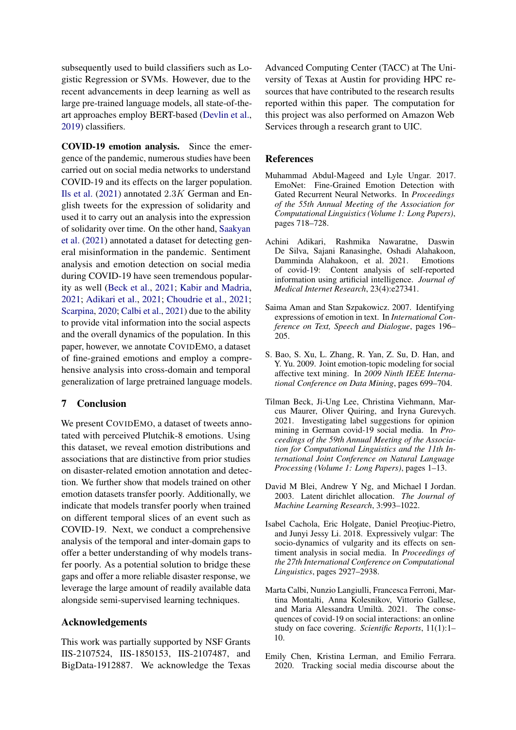subsequently used to build classifiers such as Logistic Regression or SVMs. However, due to the recent advancements in deep learning as well as large pre-trained language models, all state-of-the-art approaches employ BERT-based (Devlin et al., 2019) classifiers.

**COVID-19 emotion analysis.** Since the emergence of the pandemic, numerous studies have been carried out on social media networks to understand COVID-19 and its effects on the larger population. Ils et al. (2021) annotated $2.3K$ German and English tweets for the expression of solidarity and used it to carry out an analysis into the expression of solidarity over time. On the other hand, Saakyan et al. (2021) annotated a dataset for detecting general misinformation in the pandemic. Sentiment analysis and emotion detection on social media during COVID-19 have seen tremendous popularity as well (Beck et al., 2021; Kabir and Madria, 2021; Adikari et al., 2021; Choudrie et al., 2021; Scarpina, 2020; Calbi et al., 2021) due to the ability to provide vital information into the social aspects and the overall dynamics of the population. In this paper, however, we annotate CovidEmo, a dataset of fine-grained emotions and employ a comprehensive analysis into cross-domain and temporal generalization of large pretrained language models.

## 7 Conclusion

We present CovidEmo, a dataset of tweets annotated with perceived Plutchik-8 emotions. Using this dataset, we reveal emotion distributions and associations that are distinctive from prior studies on disaster-related emotion annotation and detection. We further show that models trained on other emotion datasets transfer poorly. Additionally, we indicate that models transfer poorly when trained on different temporal slices of an event such as COVID-19. Next, we conduct a comprehensive analysis of the temporal and inter-domain gaps to offer a better understanding of why models transfer poorly. As a potential solution to bridge these gaps and offer a more reliable disaster response, we leverage the large amount of readily available data alongside semi-supervised learning techniques.

## Acknowledgements

This work was partially supported by NSF Grants IIS-2107524, IIS-1850153, IIS-2107487, and BigData-1912887. We acknowledge the Texas Advanced Computing Center (TACC) at The University of Texas at Austin for providing HPC resources that have contributed to the research results reported within this paper. The computation for this project was also performed on Amazon Web Services through a research grant to UIC.

## References

Muhammad Abdul-Mageed and Lyle Ungar. 2017. EmoNet: Fine-Grained Emotion Detection with Gated Recurrent Neural Networks. In *Proceedings of the 55th Annual Meeting of the Association for Computational Linguistics (Volume 1: Long Papers)*, pages 718–728.

Achini Adikari, Rashmika Nawaratne, Daswin De Silva, Sajani Ranasinghe, Oshadi Alahakoon, Damminda Alahakoon, et al. 2021. Emotions of covid-19: Content analysis of self-reported information using artificial intelligence. *Journal of Medical Internet Research*, 23(4):e27341.

Saima Aman and Stan Szpakowicz. 2007. Identifying expressions of emotion in text. In *International Conference on Text, Speech and Dialogue*, pages 196–205.

S. Bao, S. Xu, L. Zhang, R. Yan, Z. Su, D. Han, and Y. Yu. 2009. Joint emotion-topic modeling for social affective text mining. In *2009 Ninth IEEE International Conference on Data Mining*, pages 699–704.

Tilman Beck, Ji-Ung Lee, Christina Viehmann, Marcus Maurer, Oliver Quiring, and Iryna Gurevych. 2021. Investigating label suggestions for opinion mining in German covid-19 social media. In *Proceedings of the 59th Annual Meeting of the Association for Computational Linguistics and the 11th International Joint Conference on Natural Language Processing (Volume 1: Long Papers)*, pages 1–13.

David M Blei, Andrew Y Ng, and Michael I Jordan. 2003. Latent dirichlet allocation. *The Journal of Machine Learning Research*, 3:993–1022.

Isabel Cachola, Eric Holgate, Daniel Preoţiuc-Pietro, and Junyi Jessy Li. 2018. Expressively vulgar: The socio-dynamics of vulgarity and its effects on sentiment analysis in social media. In *Proceedings of the 27th International Conference on Computational Linguistics*, pages 2927–2938.

Marta Calbi, Nunzio Langiulli, Francesca Ferroni, Martina Montalti, Anna Kolesnikov, Vittorio Gallese, and Maria Alessandra Umiltà. 2021. The consequences of covid-19 on social interactions: an online study on face covering. *Scientific Reports*, 11(1):1–10.

Emily Chen, Kristina Lerman, and Emilio Ferrara. 2020. Tracking social media discourse about the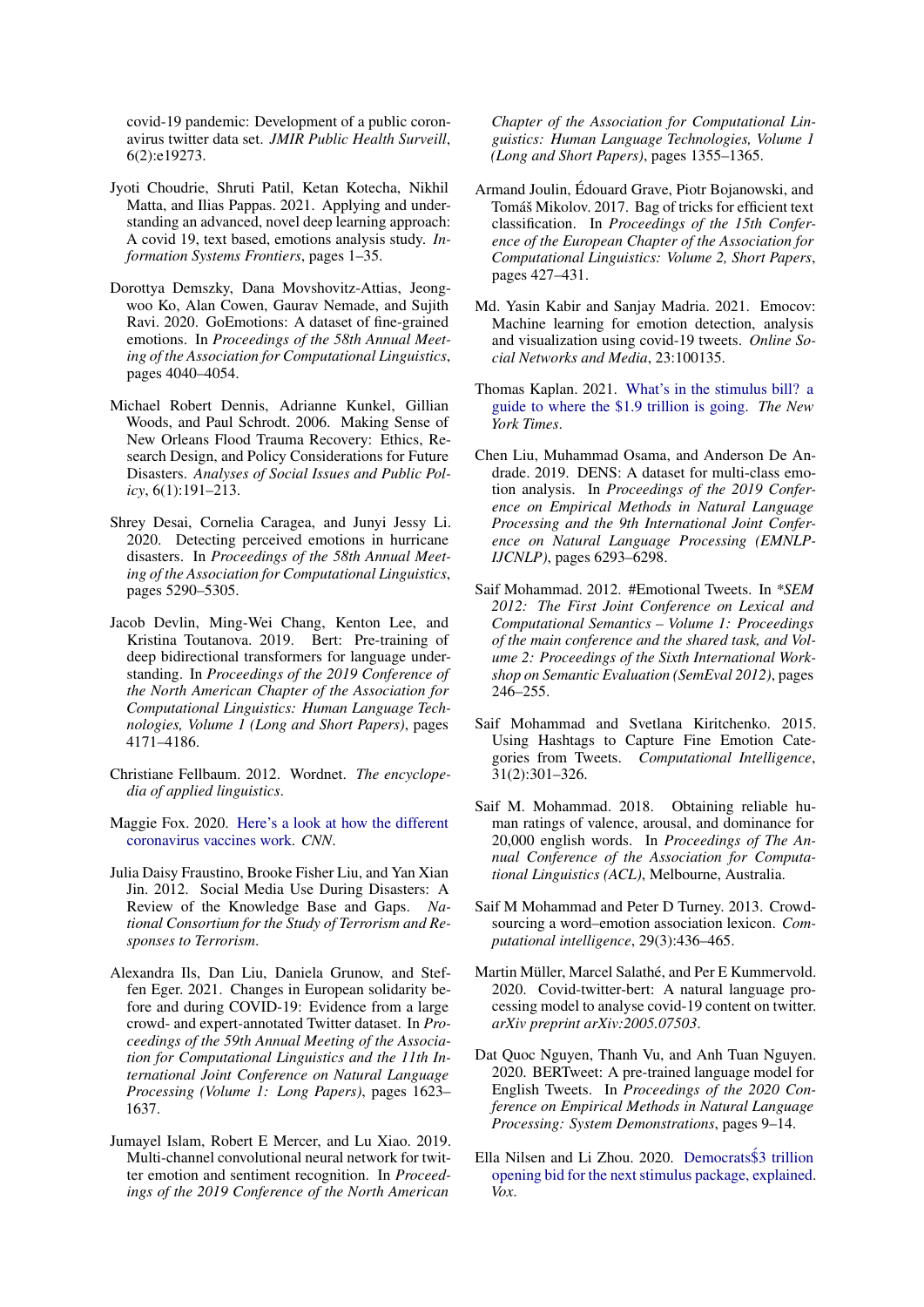covid-19 pandemic: Development of a public coronavirus twitter data set. *JMIR Public Health Surveill*, 6(2):e19273.

Jyoti Choudrie, Shruti Patil, Ketan Kotecha, Nikhil Matta, and Ilias Pappas. 2021. Applying and understanding an advanced, novel deep learning approach: A covid 19, text based, emotions analysis study. *Information Systems Frontiers*, pages 1–35.

Dorottya Demszky, Dana Movshovitz-Attias, Jeongwoo Ko, Alan Cowen, Gaurav Nemade, and Sujith Ravi. 2020. GoEmotions: A dataset of fine-grained emotions. In *Proceedings of the 58th Annual Meeting of the Association for Computational Linguistics*, pages 4040–4054.

Michael Robert Dennis, Adrianne Kunkel, Gillian Woods, and Paul Schrodt. 2006. Making Sense of New Orleans Flood Trauma Recovery: Ethics, Research Design, and Policy Considerations for Future Disasters. *Analyses of Social Issues and Public Policy*, 6(1):191–213.

Shrey Desai, Cornelia Caragea, and Junyi Jessy Li. 2020. Detecting perceived emotions in hurricane disasters. In *Proceedings of the 58th Annual Meeting of the Association for Computational Linguistics*, pages 5290–5305.

Jacob Devlin, Ming-Wei Chang, Kenton Lee, and Kristina Toutanova. 2019. Bert: Pre-training of deep bidirectional transformers for language understanding. In *Proceedings of the 2019 Conference of the North American Chapter of the Association for Computational Linguistics: Human Language Technologies, Volume 1 (Long and Short Papers)*, pages 4171–4186.

Christiane Fellbaum. 2012. Wordnet. *The encyclopedia of applied linguistics*.

Maggie Fox. 2020. Here's a look at how the different coronavirus vaccines work. *CNN*.

Julia Daisy Fraustino, Brooke Fisher Liu, and Yan Xian Jin. 2012. Social Media Use During Disasters: A Review of the Knowledge Base and Gaps. *National Consortium for the Study of Terrorism and Responses to Terrorism*.

Alexandra Ils, Dan Liu, Daniela Grunow, and Steffen Eger. 2021. Changes in European solidarity before and during COVID-19: Evidence from a large crowd- and expert-annotated Twitter dataset. In *Proceedings of the 59th Annual Meeting of the Association for Computational Linguistics and the 11th International Joint Conference on Natural Language Processing (Volume 1: Long Papers)*, pages 1623–1637.

Jumayel Islam, Robert E Mercer, and Lu Xiao. 2019. Multi-channel convolutional neural network for twitter emotion and sentiment recognition. In *Proceedings of the 2019 Conference of the North American Chapter of the Association for Computational Linguistics: Human Language Technologies, Volume 1 (Long and Short Papers)*, pages 1355–1365.

Armand Joulin, Édouard Grave, Piotr Bojanowski, and Tomáš Mikolov. 2017. Bag of tricks for efficient text classification. In *Proceedings of the 15th Conference of the European Chapter of the Association for Computational Linguistics: Volume 2, Short Papers*, pages 427–431.

Md. Yasin Kabir and Sanjay Madria. 2021. Emocov: Machine learning for emotion detection, analysis and visualization using covid-19 tweets. *Online Social Networks and Media*, 23:100135.

Thomas Kaplan. 2021. What's in the stimulus bill? a guide to where the $1.9 trillion is going. *The New York Times*.

Chen Liu, Muhammad Osama, and Anderson De Andrade. 2019. DENS: A dataset for multi-class emotion analysis. In *Proceedings of the 2019 Conference on Empirical Methods in Natural Language Processing and the 9th International Joint Conference on Natural Language Processing (EMNLP-IJCNLP)*, pages 6293–6298.

Saif Mohammad. 2012. #Emotional Tweets. In *\*SEM 2012: The First Joint Conference on Lexical and Computational Semantics – Volume 1: Proceedings of the main conference and the shared task, and Volume 2: Proceedings of the Sixth International Workshop on Semantic Evaluation (SemEval 2012)*, pages 246–255.

Saif Mohammad and Svetlana Kiritchenko. 2015. Using Hashtags to Capture Fine Emotion Categories from Tweets. *Computational Intelligence*, 31(2):301–326.

Saif M. Mohammad. 2018. Obtaining reliable human ratings of valence, arousal, and dominance for 20,000 english words. In *Proceedings of The Annual Conference of the Association for Computational Linguistics (ACL)*, Melbourne, Australia.

Saif M Mohammad and Peter D Turney. 2013. Crowdsourcing a word–emotion association lexicon. *Computational intelligence*, 29(3):436–465.

Martin Müller, Marcel Salathé, and Per E Kummervold. 2020. Covid-twitter-bert: A natural language processing model to analyse covid-19 content on twitter. *arXiv preprint arXiv:2005.07503*.

Dat Quoc Nguyen, Thanh Vu, and Anh Tuan Nguyen. 2020. BERTweet: A pre-trained language model for English Tweets. In *Proceedings of the 2020 Conference on Empirical Methods in Natural Language Processing: System Demonstrations*, pages 9–14.

Ella Nilsen and Li Zhou. 2020. Democrats$3 trillion opening bid for the next stimulus package, explained. *Vox*.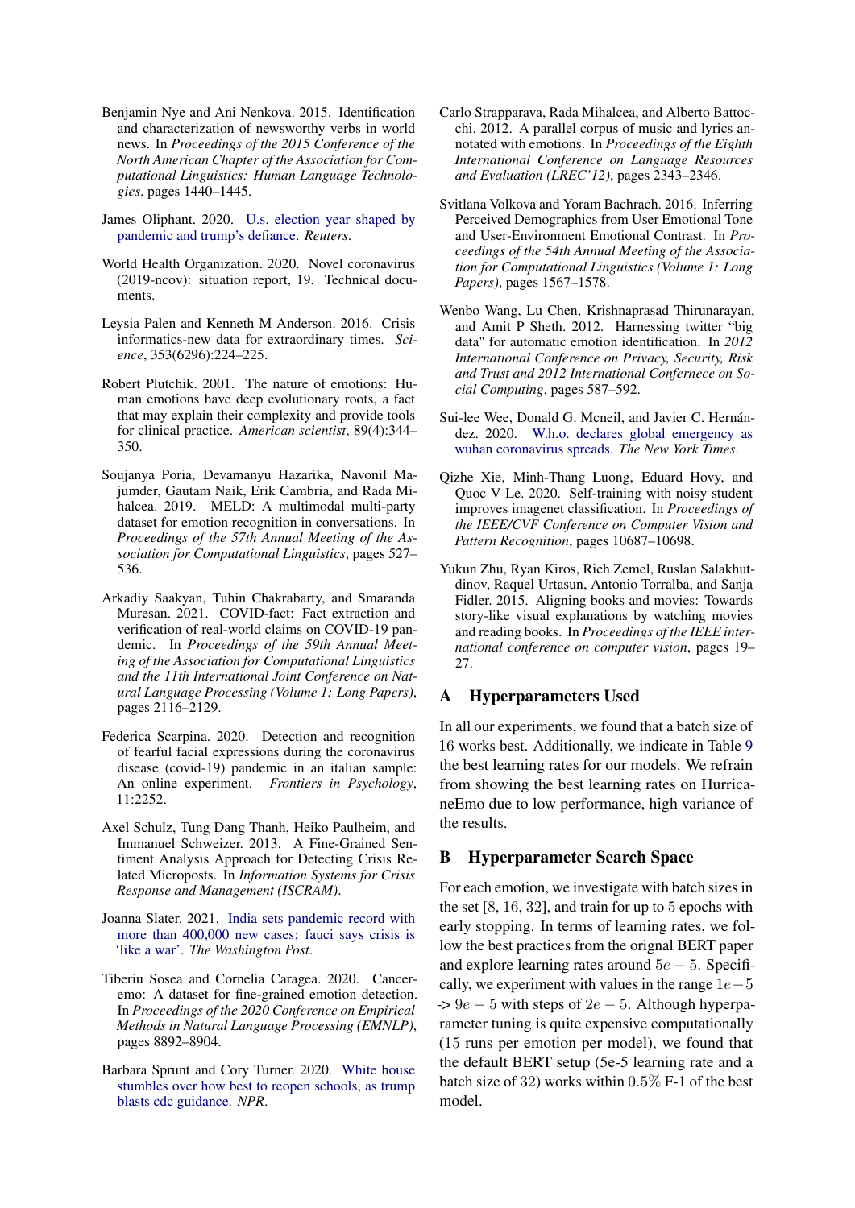Benjamin Nye and Ani Nenkova. 2015. Identification and characterization of newsworthy verbs in world news. In *Proceedings of the 2015 Conference of the North American Chapter of the Association for Computational Linguistics: Human Language Technologies*, pages 1440–1445.

James Oliphant. 2020. U.s. election year shaped by pandemic and trump's defiance. *Reuters*.

World Health Organization. 2020. Novel coronavirus (2019-ncov): situation report, 19. Technical documents.

Leysia Palen and Kenneth M Anderson. 2016. Crisis informatics-new data for extraordinary times. *Science*, 353(6296):224–225.

Robert Plutchik. 2001. The nature of emotions: Human emotions have deep evolutionary roots, a fact that may explain their complexity and provide tools for clinical practice. *American scientist*, 89(4):344–350.

Soujanya Poria, Devamanyu Hazarika, Navonil Majumder, Gautam Naik, Erik Cambria, and Rada Mihalcea. 2019. MELD: A multimodal multi-party dataset for emotion recognition in conversations. In *Proceedings of the 57th Annual Meeting of the Association for Computational Linguistics*, pages 527–536.

Arkadiy Saakyan, Tuhin Chakrabarty, and Smaranda Muresan. 2021. COVID-fact: Fact extraction and verification of real-world claims on COVID-19 pandemic. In *Proceedings of the 59th Annual Meeting of the Association for Computational Linguistics and the 11th International Joint Conference on Natural Language Processing (Volume 1: Long Papers)*, pages 2116–2129.

Federica Scarpina. 2020. Detection and recognition of fearful facial expressions during the coronavirus disease (covid-19) pandemic in an italian sample: An online experiment. *Frontiers in Psychology*, 11:2252.

Axel Schulz, Tung Dang Thanh, Heiko Paulheim, and Immanuel Schweizer. 2013. A Fine-Grained Sentiment Analysis Approach for Detecting Crisis Related Microposts. In *Information Systems for Crisis Response and Management (ISCRAM)*.

Joanna Slater. 2021. India sets pandemic record with more than 400,000 new cases; fauci says crisis is 'like a war'. *The Washington Post*.

Tiberiu Sosea and Cornelia Caragea. 2020. Canceremo: A dataset for fine-grained emotion detection. In *Proceedings of the 2020 Conference on Empirical Methods in Natural Language Processing (EMNLP)*, pages 8892–8904.

Barbara Sprunt and Cory Turner. 2020. White house stumbles over how best to reopen schools, as trump blasts cdc guidance. *NPR*.

Carlo Strapparava, Rada Mihalcea, and Alberto Battocchi. 2012. A parallel corpus of music and lyrics annotated with emotions. In *Proceedings of the Eighth International Conference on Language Resources and Evaluation (LREC'12)*, pages 2343–2346.

Svitlana Volkova and Yoram Bachrach. 2016. Inferring Perceived Demographics from User Emotional Tone and User-Environment Emotional Contrast. In *Proceedings of the 54th Annual Meeting of the Association for Computational Linguistics (Volume 1: Long Papers)*, pages 1567–1578.

Wenbo Wang, Lu Chen, Krishnaprasad Thirunarayan, and Amit P Sheth. 2012. Harnessing twitter "big data" for automatic emotion identification. In *2012 International Conference on Privacy, Security, Risk and Trust and 2012 International Confernece on Social Computing*, pages 587–592.

Sui-lee Wee, Donald G. Mcneil, and Javier C. Hernández. 2020. W.h.o. declares global emergency as wuhan coronavirus spreads. *The New York Times*.

Qizhe Xie, Minh-Thang Luong, Eduard Hovy, and Quoc V Le. 2020. Self-training with noisy student improves imagenet classification. In *Proceedings of the IEEE/CVF Conference on Computer Vision and Pattern Recognition*, pages 10687–10698.

Yukun Zhu, Ryan Kiros, Rich Zemel, Ruslan Salakhutdinov, Raquel Urtasun, Antonio Torralba, and Sanja Fidler. 2015. Aligning books and movies: Towards story-like visual explanations by watching movies and reading books. In *Proceedings of the IEEE international conference on computer vision*, pages 19–27.

## A Hyperparameters Used

In all our experiments, we found that a batch size of 16 works best. Additionally, we indicate in Table 9 the best learning rates for our models. We refrain from showing the best learning rates on HurricaneEmo due to low performance, high variance of the results.

## B Hyperparameter Search Space

For each emotion, we investigate with batch sizes in the set [8, 16, 32], and train for up to 5 epochs with early stopping. In terms of learning rates, we follow the best practices from the orignal BERT paper and explore learning rates around $5e-5$. Specifically, we experiment with values in the range $1e-5$ -> $9e-5$ with steps of $2e-5$. Although hyperparameter tuning is quite expensive computationally (15 runs per emotion per model), we found that the default BERT setup (5e-5 learning rate and a batch size of 32) works within $0.5\%$ F-1 of the best model.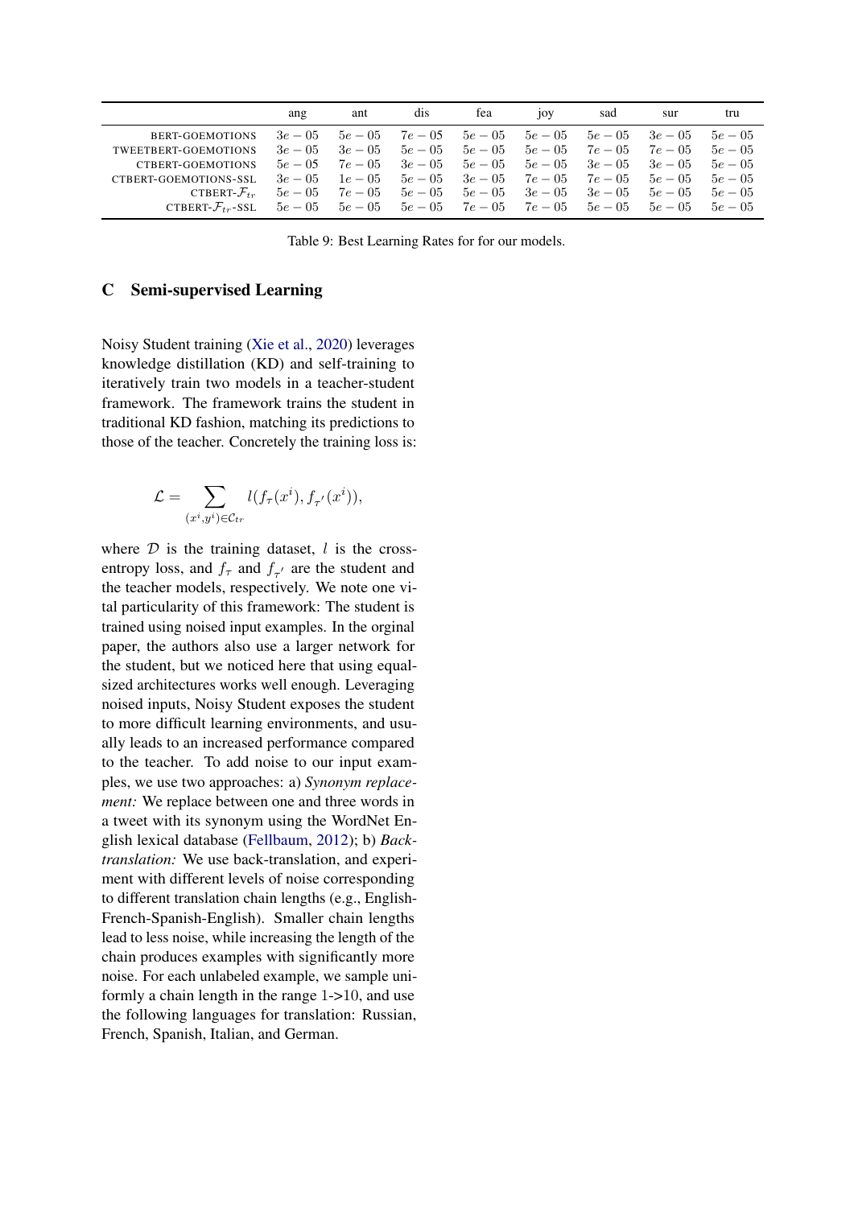| | ang | ant | dis | fea | joy | sad | sur | tru |
|---|---|---|---|---|---|---|---|---|
| BERT-GOEMOTIONS | $3e-05$ | $5e-05$ | $7e-05$ | $5e-05$ | $5e-05$ | $5e-05$ | $3e-05$ | $5e-05$ |
| TWEETBERT-GOEMOTIONS | $3e-05$ | $3e-05$ | $5e-05$ | $5e-05$ | $5e-05$ | $7e-05$ | $7e-05$ | $5e-05$ |
| CTBERT-GOEMOTIONS | $5e-05$ | $7e-05$ | $3e-05$ | $5e-05$ | $5e-05$ | $3e-05$ | $3e-05$ | $5e-05$ |
| CTBERT-GOEMOTIONS-SSL | $3e-05$ | $1e-05$ | $5e-05$ | $3e-05$ | $7e-05$ | $7e-05$ | $5e-05$ | $5e-05$ |
| CTBERT-$\mathcal{F}_{tr}$ | $5e-05$ | $7e-05$ | $5e-05$ | $5e-05$ | $3e-05$ | $3e-05$ | $5e-05$ | $5e-05$ |
| CTBERT-$\mathcal{F}_{tr}$-SSL | $5e-05$ | $5e-05$ | $5e-05$ | $7e-05$ | $7e-05$ | $5e-05$ | $5e-05$ | $5e-05$ |

Table 9: Best Learning Rates for for our models.

## C Semi-supervised Learning

Noisy Student training (Xie et al., 2020) leverages knowledge distillation (KD) and self-training to iteratively train two models in a teacher-student framework. The framework trains the student in traditional KD fashion, matching its predictions to those of the teacher. Concretely the training loss is:

$$\mathcal{L} = \sum_{(x^i, y^i) \in \mathcal{C}_{tr}} l(f_\tau(x^i), f_{\tau'}(x^i)),$$

where $\mathcal{D}$ is the training dataset, $l$ is the cross-entropy loss, and $f_\tau$ and $f_{\tau'}$ are the student and the teacher models, respectively. We note one vital particularity of this framework: The student is trained using noised input examples. In the orginal paper, the authors also use a larger network for the student, but we noticed here that using equal-sized architectures works well enough. Leveraging noised inputs, Noisy Student exposes the student to more difficult learning environments, and usually leads to an increased performance compared to the teacher. To add noise to our input examples, we use two approaches: a) *Synonym replacement:* We replace between one and three words in a tweet with its synonym using the WordNet English lexical database (Fellbaum, 2012); b) *Back-translation:* We use back-translation, and experiment with different levels of noise corresponding to different translation chain lengths (e.g., English-French-Spanish-English). Smaller chain lengths lead to less noise, while increasing the length of the chain produces examples with significantly more noise. For each unlabeled example, we sample uniformly a chain length in the range 1->10, and use the following languages for translation: Russian, French, Spanish, Italian, and German.